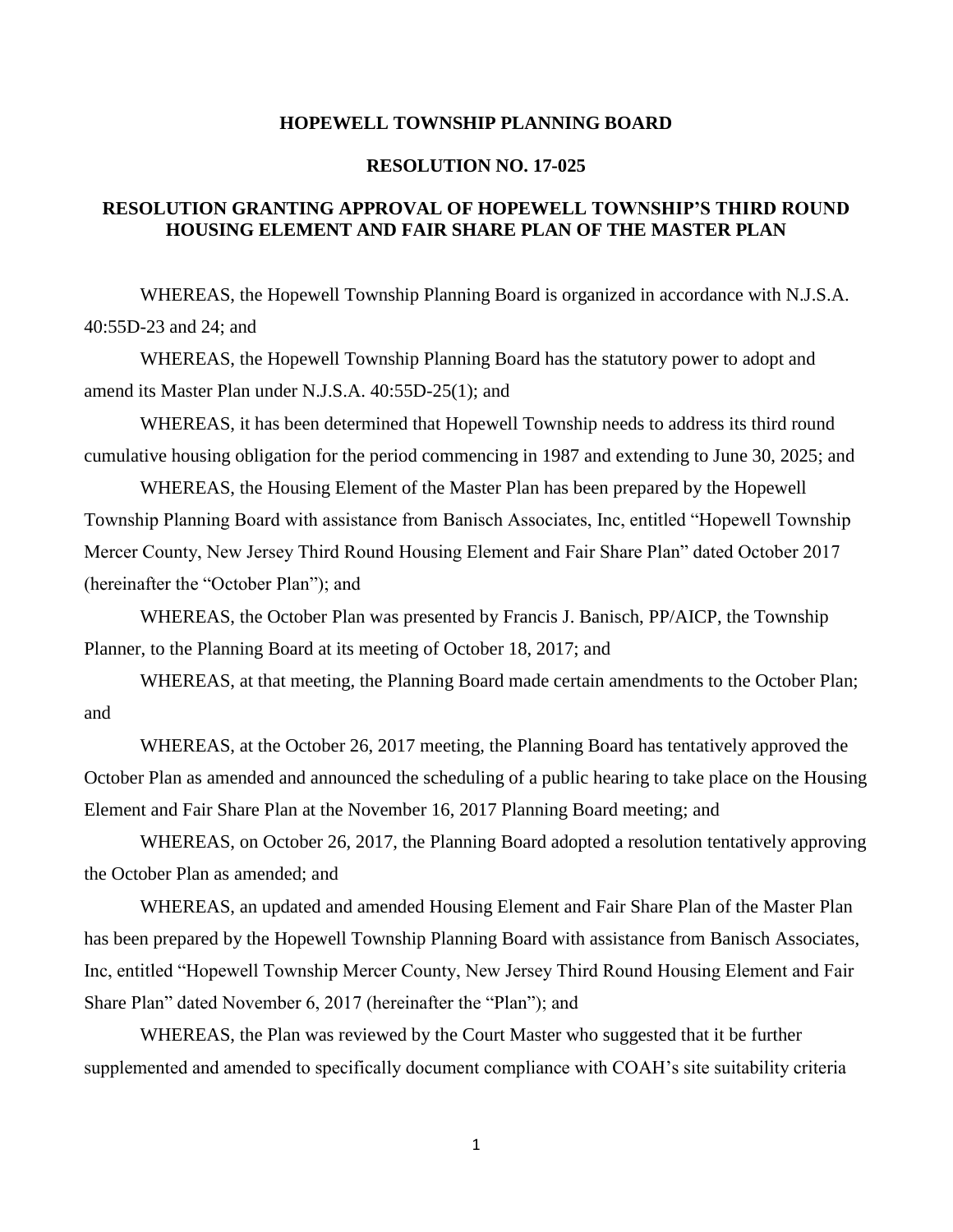# HOPEWELL TOWNSHIP PLANNING BOARD

## RESOLUTION NO. 17-025

## RESOLUTION GRANTING APPROVAL OF HOPEWELL TOWNSHIP'S THIRD ROUND HOUSING ELEMENT AND FAIR SHARE PLAN OF THE MASTER PLAN

WHEREAS, the Hopewell Township Planning Board is organized in accordance with N.J.S.A. 40:55D-23 and 24; and

WHEREAS, the Hopewell Township Planning Board has the statutory power to adopt and amend its Master Plan under N.J.S.A. 40:55D-25(1); and

WHEREAS, it has been determined that Hopewell Township needs to address its third round cumulative housing obligation for the period commencing in 1987 and extending to June 30, 2025; and

WHEREAS, the Housing Element of the Master Plan has been prepared by the Hopewell Township Planning Board with assistance from Banisch Associates, Inc, entitled "Hopewell Township Mercer County, New Jersey Third Round Housing Element and Fair Share Plan" dated October 2017 (hereinafter the "October Plan"); and

WHEREAS, the October Plan was presented by Francis J. Banisch, PP/AICP, the Township Planner, to the Planning Board at its meeting of October 18, 2017; and

WHEREAS, at that meeting, the Planning Board made certain amendments to the October Plan; and

WHEREAS, at the October 26, 2017 meeting, the Planning Board has tentatively approved the October Plan as amended and announced the scheduling of a public hearing to take place on the Housing Element and Fair Share Plan at the November 16, 2017 Planning Board meeting; and

WHEREAS, on October 26, 2017, the Planning Board adopted a resolution tentatively approving the October Plan as amended; and

WHEREAS, an updated and amended Housing Element and Fair Share Plan of the Master Plan has been prepared by the Hopewell Township Planning Board with assistance from Banisch Associates, Inc, entitled "Hopewell Township Mercer County, New Jersey Third Round Housing Element and Fair Share Plan" dated November 6, 2017 (hereinafter the "Plan"); and

WHEREAS, the Plan was reviewed by the Court Master who suggested that it be further supplemented and amended to specifically document compliance with COAH's site suitability criteria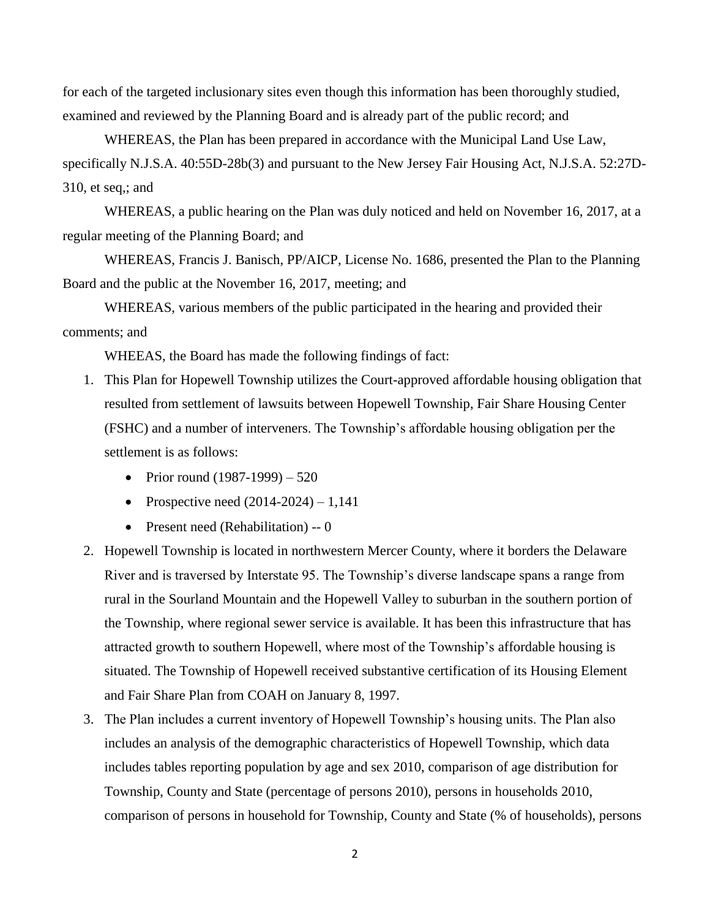for each of the targeted inclusionary sites even though this information has been thoroughly studied, examined and reviewed by the Planning Board and is already part of the public record; and

WHEREAS, the Plan has been prepared in accordance with the Municipal Land Use Law, specifically N.J.S.A. 40:55D-28b(3) and pursuant to the New Jersey Fair Housing Act, N.J.S.A. 52:27D-310, et seq,; and

WHEREAS, a public hearing on the Plan was duly noticed and held on November 16, 2017, at a regular meeting of the Planning Board; and

WHEREAS, Francis J. Banisch, PP/AICP, License No. 1686, presented the Plan to the Planning Board and the public at the November 16, 2017, meeting; and

WHEREAS, various members of the public participated in the hearing and provided their comments; and

WHEEAS, the Board has made the following findings of fact:

1. This Plan for Hopewell Township utilizes the Court-approved affordable housing obligation that resulted from settlement of lawsuits between Hopewell Township, Fair Share Housing Center (FSHC) and a number of interveners. The Township's affordable housing obligation per the settlement is as follows:
   - Prior round (1987-1999) – 520
   - Prospective need (2014-2024) – 1,141
   - Present need (Rehabilitation) -- 0
2. Hopewell Township is located in northwestern Mercer County, where it borders the Delaware River and is traversed by Interstate 95. The Township's diverse landscape spans a range from rural in the Sourland Mountain and the Hopewell Valley to suburban in the southern portion of the Township, where regional sewer service is available. It has been this infrastructure that has attracted growth to southern Hopewell, where most of the Township's affordable housing is situated. The Township of Hopewell received substantive certification of its Housing Element and Fair Share Plan from COAH on January 8, 1997.
3. The Plan includes a current inventory of Hopewell Township's housing units. The Plan also includes an analysis of the demographic characteristics of Hopewell Township, which data includes tables reporting population by age and sex 2010, comparison of age distribution for Township, County and State (percentage of persons 2010), persons in households 2010, comparison of persons in household for Township, County and State (% of households), persons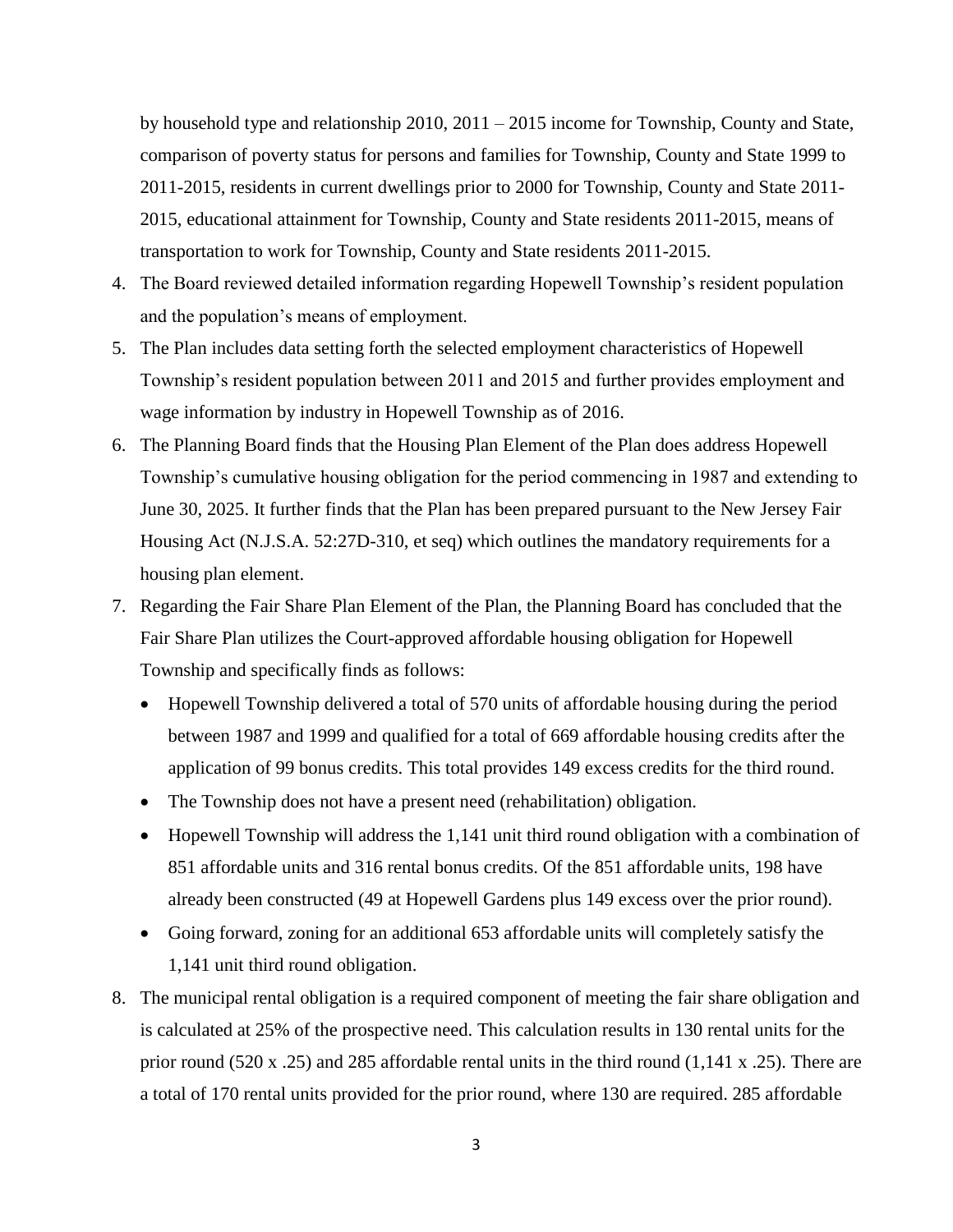by household type and relationship 2010, 2011 – 2015 income for Township, County and State, comparison of poverty status for persons and families for Township, County and State 1999 to 2011-2015, residents in current dwellings prior to 2000 for Township, County and State 2011-2015, educational attainment for Township, County and State residents 2011-2015, means of transportation to work for Township, County and State residents 2011-2015.

4. The Board reviewed detailed information regarding Hopewell Township's resident population and the population's means of employment.
5. The Plan includes data setting forth the selected employment characteristics of Hopewell Township's resident population between 2011 and 2015 and further provides employment and wage information by industry in Hopewell Township as of 2016.
6. The Planning Board finds that the Housing Plan Element of the Plan does address Hopewell Township's cumulative housing obligation for the period commencing in 1987 and extending to June 30, 2025. It further finds that the Plan has been prepared pursuant to the New Jersey Fair Housing Act (N.J.S.A. 52:27D-310, et seq) which outlines the mandatory requirements for a housing plan element.
7. Regarding the Fair Share Plan Element of the Plan, the Planning Board has concluded that the Fair Share Plan utilizes the Court-approved affordable housing obligation for Hopewell Township and specifically finds as follows:
   - Hopewell Township delivered a total of 570 units of affordable housing during the period between 1987 and 1999 and qualified for a total of 669 affordable housing credits after the application of 99 bonus credits. This total provides 149 excess credits for the third round.
   - The Township does not have a present need (rehabilitation) obligation.
   - Hopewell Township will address the 1,141 unit third round obligation with a combination of 851 affordable units and 316 rental bonus credits. Of the 851 affordable units, 198 have already been constructed (49 at Hopewell Gardens plus 149 excess over the prior round).
   - Going forward, zoning for an additional 653 affordable units will completely satisfy the 1,141 unit third round obligation.
8. The municipal rental obligation is a required component of meeting the fair share obligation and is calculated at 25% of the prospective need. This calculation results in 130 rental units for the prior round (520 x .25) and 285 affordable rental units in the third round (1,141 x .25). There are a total of 170 rental units provided for the prior round, where 130 are required. 285 affordable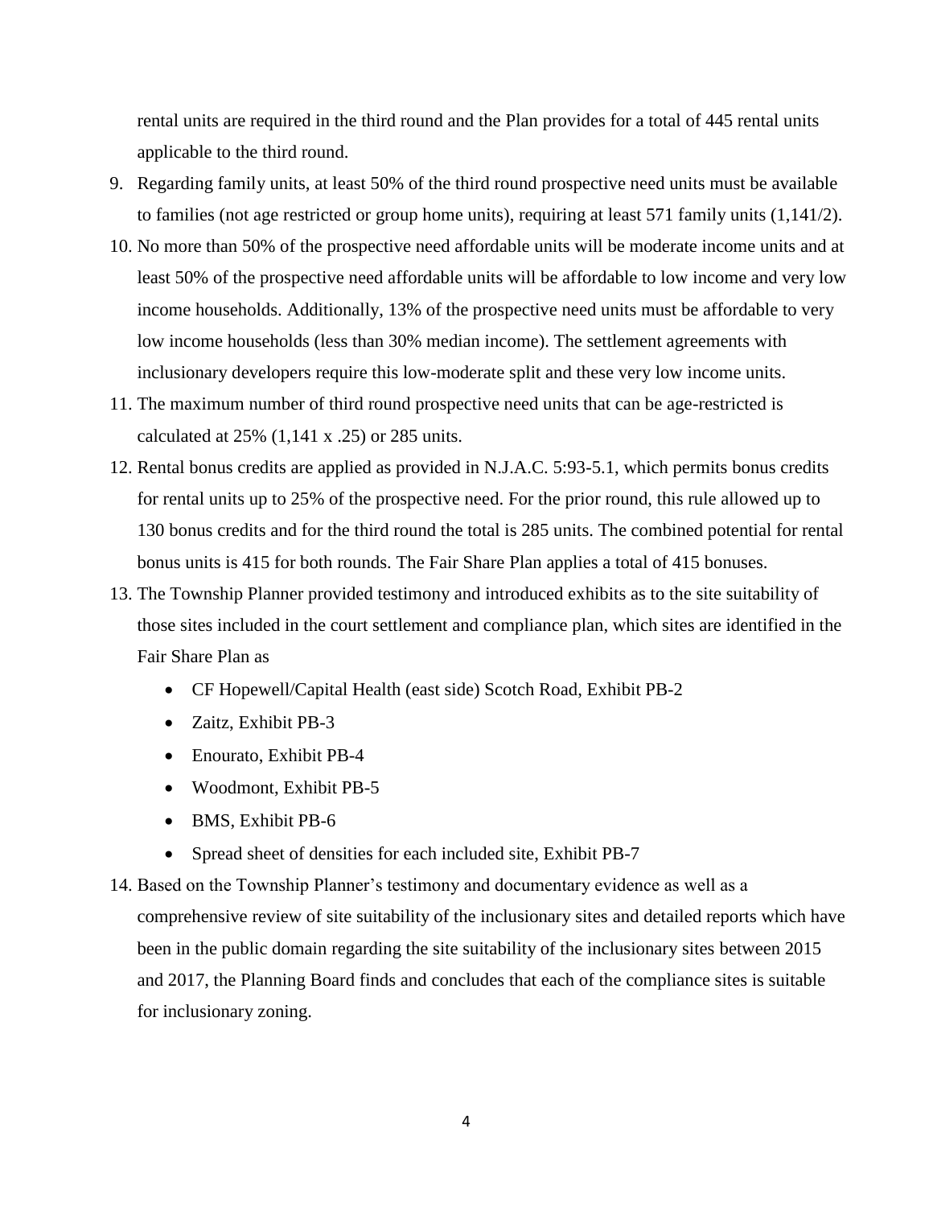rental units are required in the third round and the Plan provides for a total of 445 rental units applicable to the third round.

9. Regarding family units, at least 50% of the third round prospective need units must be available to families (not age restricted or group home units), requiring at least 571 family units (1,141/2).
10. No more than 50% of the prospective need affordable units will be moderate income units and at least 50% of the prospective need affordable units will be affordable to low income and very low income households. Additionally, 13% of the prospective need units must be affordable to very low income households (less than 30% median income). The settlement agreements with inclusionary developers require this low-moderate split and these very low income units.
11. The maximum number of third round prospective need units that can be age-restricted is calculated at 25% (1,141 x .25) or 285 units.
12. Rental bonus credits are applied as provided in N.J.A.C. 5:93-5.1, which permits bonus credits for rental units up to 25% of the prospective need. For the prior round, this rule allowed up to 130 bonus credits and for the third round the total is 285 units. The combined potential for rental bonus units is 415 for both rounds. The Fair Share Plan applies a total of 415 bonuses.
13. The Township Planner provided testimony and introduced exhibits as to the site suitability of those sites included in the court settlement and compliance plan, which sites are identified in the Fair Share Plan as
    - CF Hopewell/Capital Health (east side) Scotch Road, Exhibit PB-2
    - Zaitz, Exhibit PB-3
    - Enourato, Exhibit PB-4
    - Woodmont, Exhibit PB-5
    - BMS, Exhibit PB-6
    - Spread sheet of densities for each included site, Exhibit PB-7
14. Based on the Township Planner's testimony and documentary evidence as well as a comprehensive review of site suitability of the inclusionary sites and detailed reports which have been in the public domain regarding the site suitability of the inclusionary sites between 2015 and 2017, the Planning Board finds and concludes that each of the compliance sites is suitable for inclusionary zoning.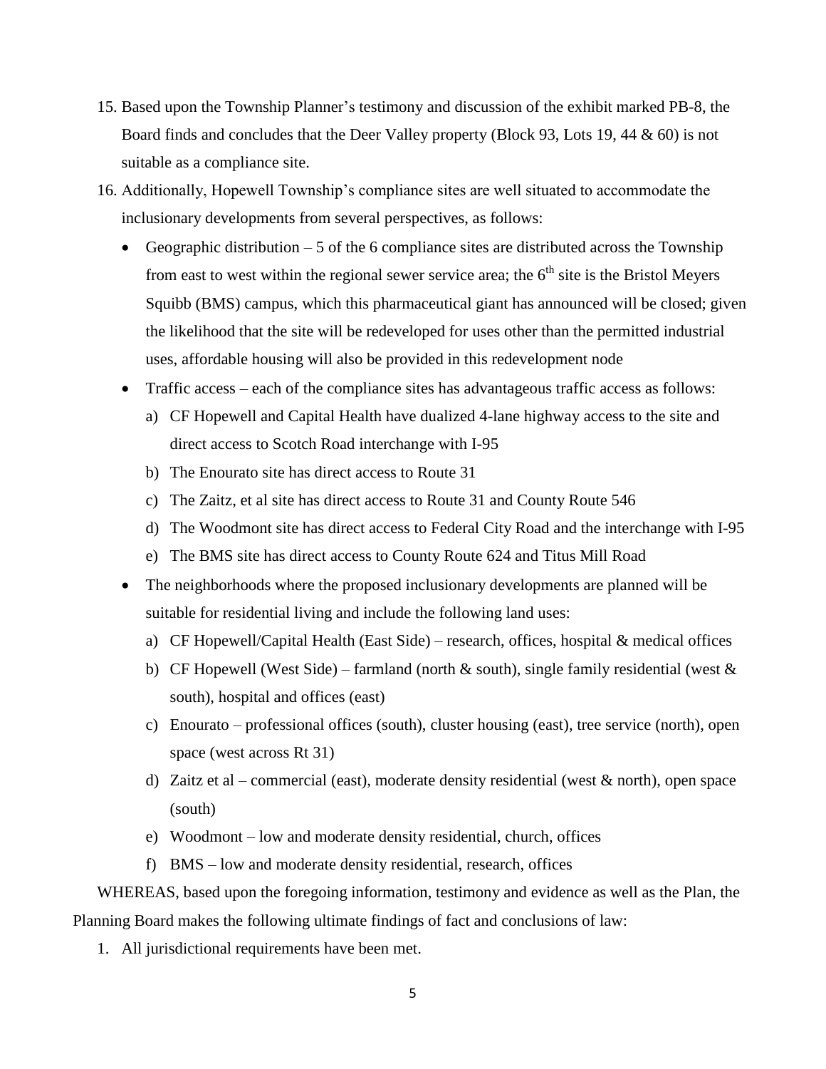15. Based upon the Township Planner's testimony and discussion of the exhibit marked PB-8, the Board finds and concludes that the Deer Valley property (Block 93, Lots 19, 44 & 60) is not suitable as a compliance site.
16. Additionally, Hopewell Township's compliance sites are well situated to accommodate the inclusionary developments from several perspectives, as follows:
    - Geographic distribution – 5 of the 6 compliance sites are distributed across the Township from east to west within the regional sewer service area; the 6th site is the Bristol Meyers Squibb (BMS) campus, which this pharmaceutical giant has announced will be closed; given the likelihood that the site will be redeveloped for uses other than the permitted industrial uses, affordable housing will also be provided in this redevelopment node
    - Traffic access – each of the compliance sites has advantageous traffic access as follows:
        a) CF Hopewell and Capital Health have dualized 4-lane highway access to the site and direct access to Scotch Road interchange with I-95
        b) The Enourato site has direct access to Route 31
        c) The Zaitz, et al site has direct access to Route 31 and County Route 546
        d) The Woodmont site has direct access to Federal City Road and the interchange with I-95
        e) The BMS site has direct access to County Route 624 and Titus Mill Road
    - The neighborhoods where the proposed inclusionary developments are planned will be suitable for residential living and include the following land uses:
        a) CF Hopewell/Capital Health (East Side) – research, offices, hospital & medical offices
        b) CF Hopewell (West Side) – farmland (north & south), single family residential (west & south), hospital and offices (east)
        c) Enourato – professional offices (south), cluster housing (east), tree service (north), open space (west across Rt 31)
        d) Zaitz et al – commercial (east), moderate density residential (west & north), open space (south)
        e) Woodmont – low and moderate density residential, church, offices
        f) BMS – low and moderate density residential, research, offices

WHEREAS, based upon the foregoing information, testimony and evidence as well as the Plan, the Planning Board makes the following ultimate findings of fact and conclusions of law:

1. All jurisdictional requirements have been met.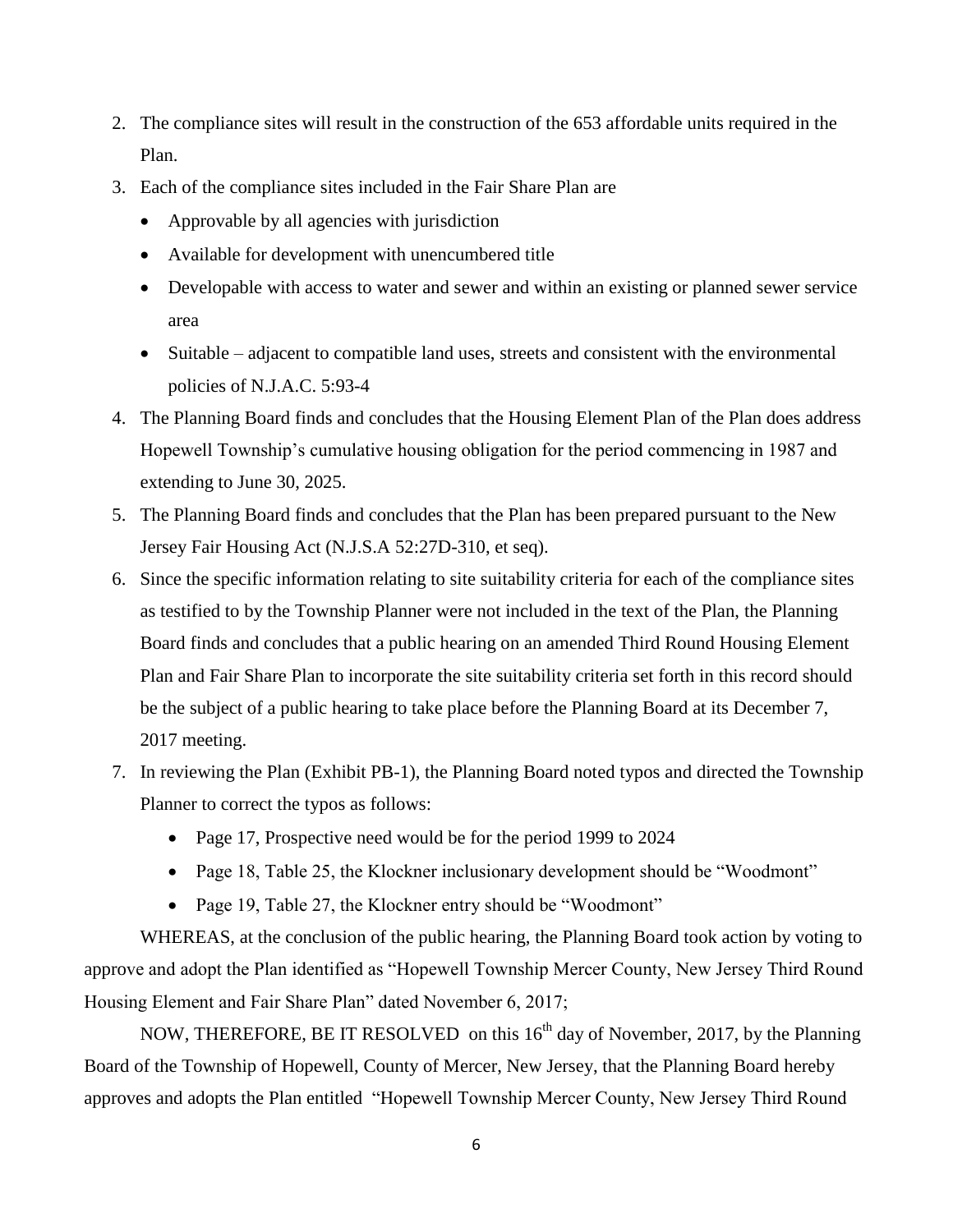2. The compliance sites will result in the construction of the 653 affordable units required in the Plan.
3. Each of the compliance sites included in the Fair Share Plan are
   - Approvable by all agencies with jurisdiction
   - Available for development with unencumbered title
   - Developable with access to water and sewer and within an existing or planned sewer service area
   - Suitable – adjacent to compatible land uses, streets and consistent with the environmental policies of N.J.A.C. 5:93-4
4. The Planning Board finds and concludes that the Housing Element Plan of the Plan does address Hopewell Township's cumulative housing obligation for the period commencing in 1987 and extending to June 30, 2025.
5. The Planning Board finds and concludes that the Plan has been prepared pursuant to the New Jersey Fair Housing Act (N.J.S.A 52:27D-310, et seq).
6. Since the specific information relating to site suitability criteria for each of the compliance sites as testified to by the Township Planner were not included in the text of the Plan, the Planning Board finds and concludes that a public hearing on an amended Third Round Housing Element Plan and Fair Share Plan to incorporate the site suitability criteria set forth in this record should be the subject of a public hearing to take place before the Planning Board at its December 7, 2017 meeting.
7. In reviewing the Plan (Exhibit PB-1), the Planning Board noted typos and directed the Township Planner to correct the typos as follows:
   - Page 17, Prospective need would be for the period 1999 to 2024
   - Page 18, Table 25, the Klockner inclusionary development should be "Woodmont"
   - Page 19, Table 27, the Klockner entry should be "Woodmont"

WHEREAS, at the conclusion of the public hearing, the Planning Board took action by voting to approve and adopt the Plan identified as "Hopewell Township Mercer County, New Jersey Third Round Housing Element and Fair Share Plan" dated November 6, 2017;

NOW, THEREFORE, BE IT RESOLVED on this 16th day of November, 2017, by the Planning Board of the Township of Hopewell, County of Mercer, New Jersey, that the Planning Board hereby approves and adopts the Plan entitled "Hopewell Township Mercer County, New Jersey Third Round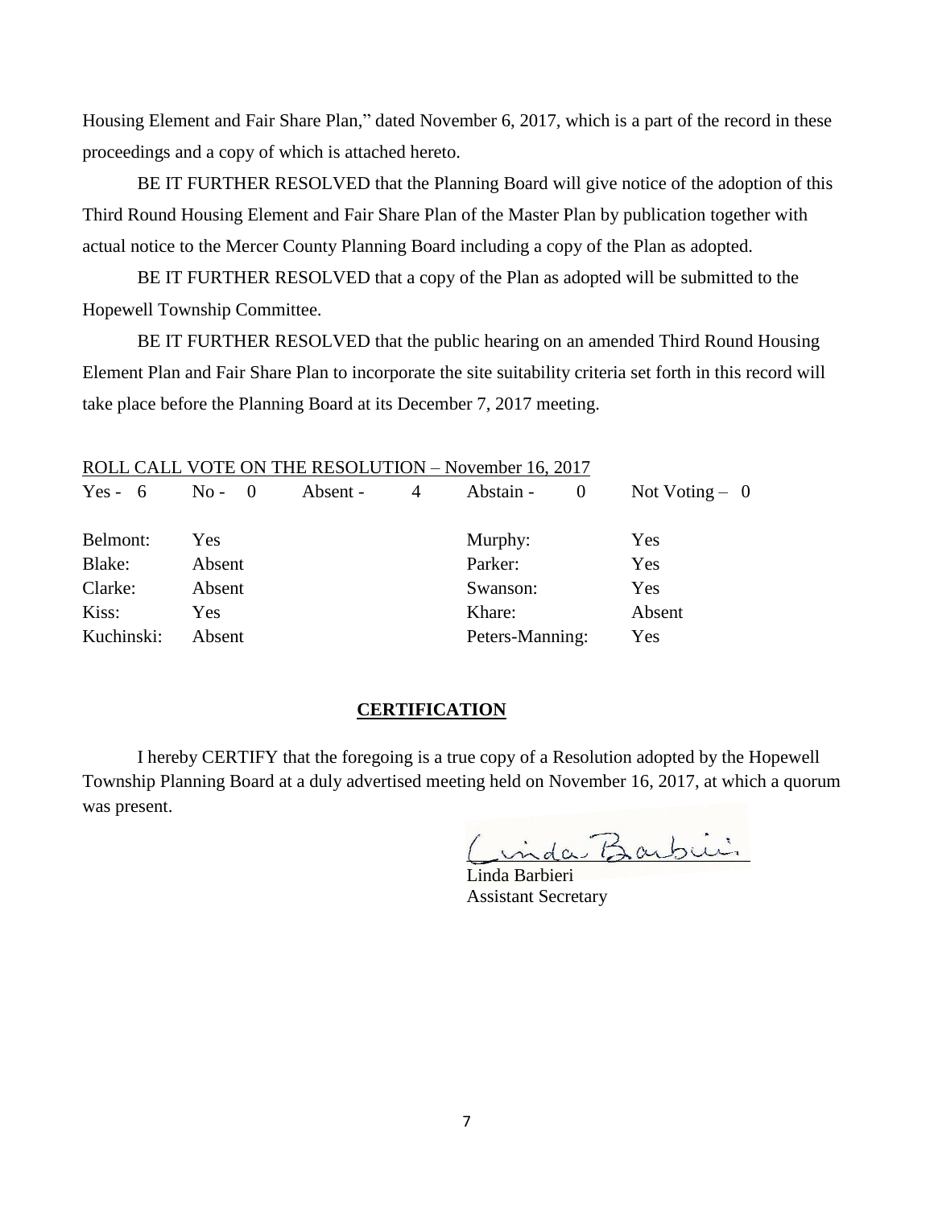Housing Element and Fair Share Plan," dated November 6, 2017, which is a part of the record in these proceedings and a copy of which is attached hereto.

BE IT FURTHER RESOLVED that the Planning Board will give notice of the adoption of this Third Round Housing Element and Fair Share Plan of the Master Plan by publication together with actual notice to the Mercer County Planning Board including a copy of the Plan as adopted.

BE IT FURTHER RESOLVED that a copy of the Plan as adopted will be submitted to the Hopewell Township Committee.

BE IT FURTHER RESOLVED that the public hearing on an amended Third Round Housing Element Plan and Fair Share Plan to incorporate the site suitability criteria set forth in this record will take place before the Planning Board at its December 7, 2017 meeting.

ROLL CALL VOTE ON THE RESOLUTION – November 16, 2017

Yes - 6 No - 0 Absent - 4 Abstain - 0 Not Voting – 0

| | | | |
|---|---|---|---|
| Belmont: | Yes | Murphy: | Yes |
| Blake: | Absent | Parker: | Yes |
| Clarke: | Absent | Swanson: | Yes |
| Kiss: | Yes | Khare: | Absent |
| Kuchinski: | Absent | Peters-Manning: | Yes |

## CERTIFICATION

I hereby CERTIFY that the foregoing is a true copy of a Resolution adopted by the Hopewell Township Planning Board at a duly advertised meeting held on November 16, 2017, at which a quorum was present.

Linda Barbieri
Assistant Secretary